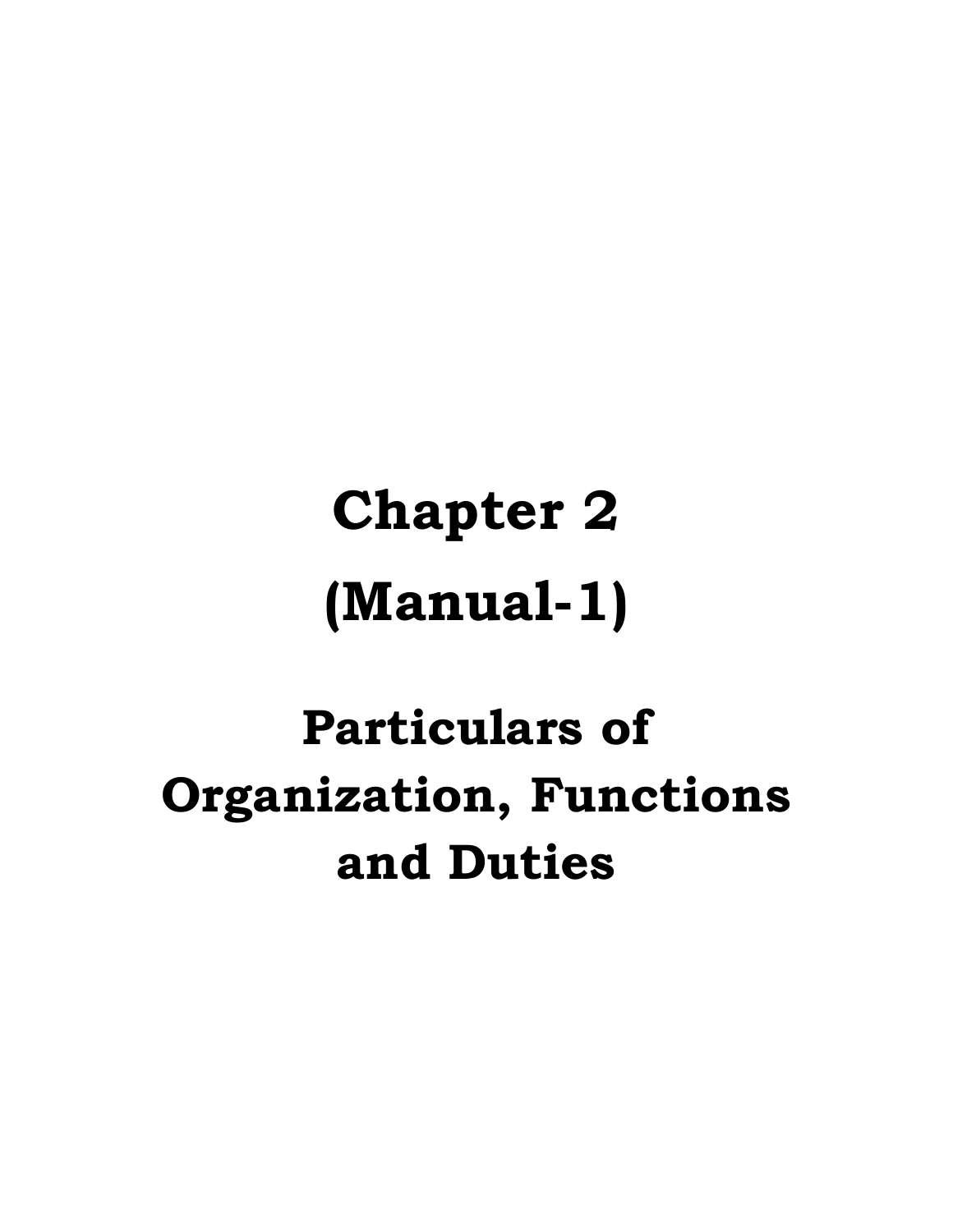# Chapter 2

# (Manual-1)

## Particulars of Organization, Functions and Duties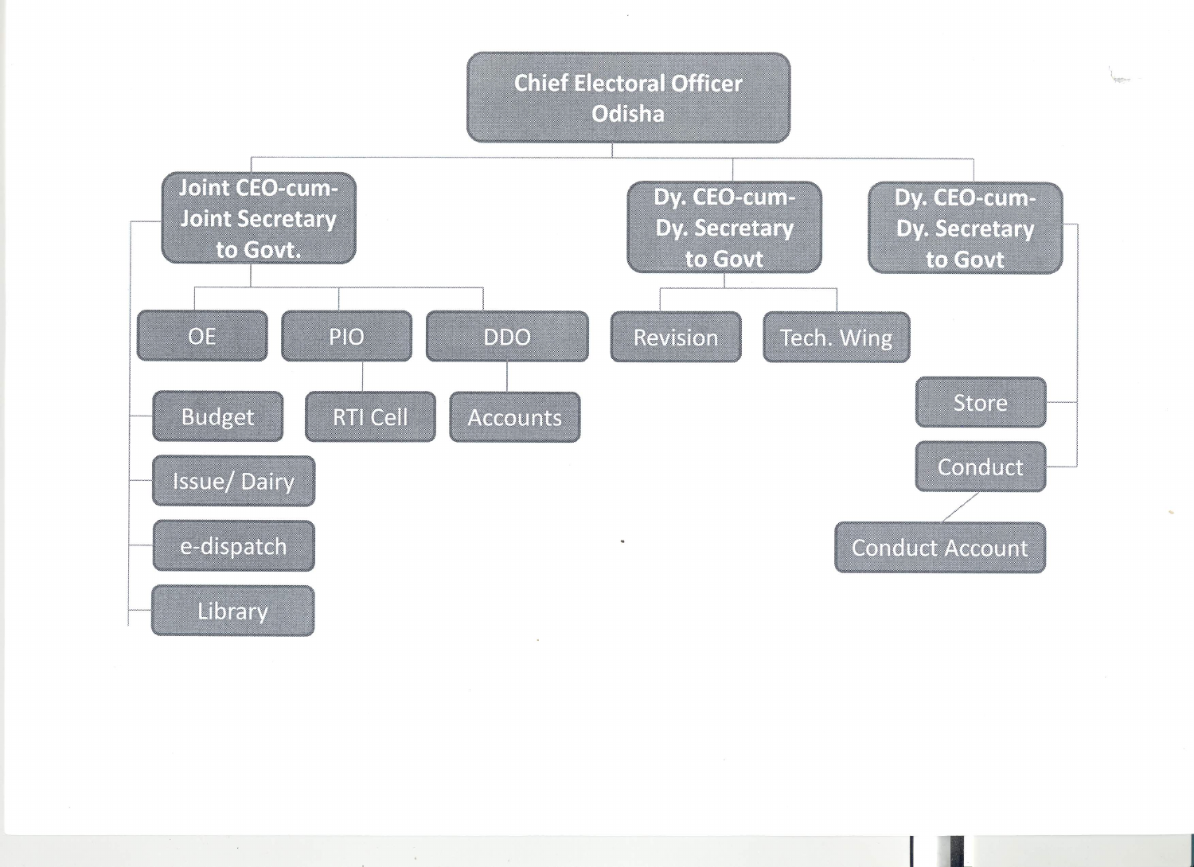# Chief Electoral Officer Odisha

- **Joint CEO-cum-Joint Secretary to Govt.**
  - OE
  - PIO
    - RTI Cell
  - DDO
    - Accounts
  - Budget
  - Issue/ Dairy
  - e-dispatch
  - Library
- **Dy. CEO-cum-Dy. Secretary to Govt**
  - Revision
  - Tech. Wing
- **Dy. CEO-cum-Dy. Secretary to Govt**
  - Store
  - Conduct
    - Conduct Account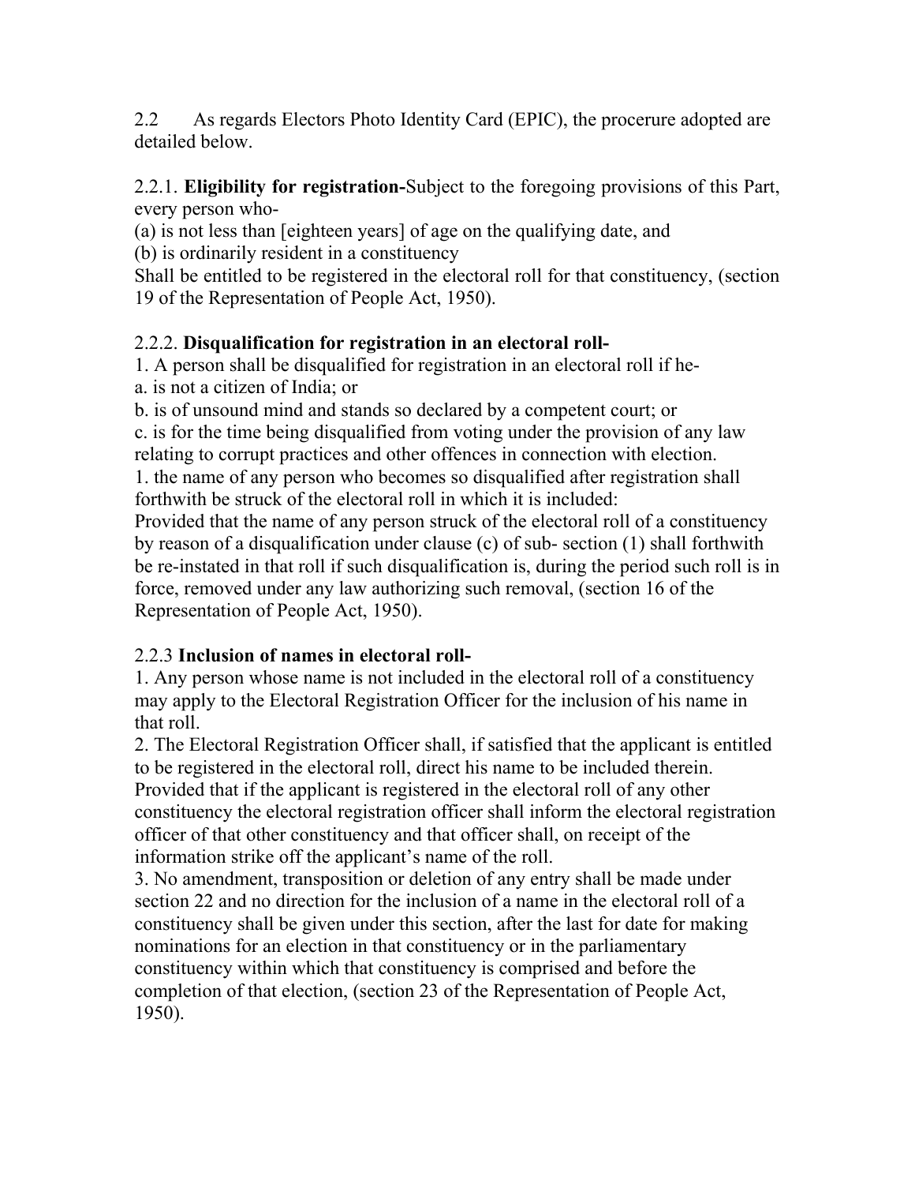2.2 As regards Electors Photo Identity Card (EPIC), the procerure adopted are detailed below.

2.2.1. **Eligibility for registration-**Subject to the foregoing provisions of this Part, every person who-

(a) is not less than [eighteen years] of age on the qualifying date, and

(b) is ordinarily resident in a constituency

Shall be entitled to be registered in the electoral roll for that constituency, (section 19 of the Representation of People Act, 1950).

2.2.2. **Disqualification for registration in an electoral roll-**

1. A person shall be disqualified for registration in an electoral roll if he-

a. is not a citizen of India; or

b. is of unsound mind and stands so declared by a competent court; or

c. is for the time being disqualified from voting under the provision of any law relating to corrupt practices and other offences in connection with election.

1. the name of any person who becomes so disqualified after registration shall forthwith be struck of the electoral roll in which it is included:

Provided that the name of any person struck of the electoral roll of a constituency by reason of a disqualification under clause (c) of sub- section (1) shall forthwith be re-instated in that roll if such disqualification is, during the period such roll is in force, removed under any law authorizing such removal, (section 16 of the Representation of People Act, 1950).

2.2.3 **Inclusion of names in electoral roll-**

1. Any person whose name is not included in the electoral roll of a constituency may apply to the Electoral Registration Officer for the inclusion of his name in that roll.

2. The Electoral Registration Officer shall, if satisfied that the applicant is entitled to be registered in the electoral roll, direct his name to be included therein. Provided that if the applicant is registered in the electoral roll of any other constituency the electoral registration officer shall inform the electoral registration officer of that other constituency and that officer shall, on receipt of the information strike off the applicant's name of the roll.

3. No amendment, transposition or deletion of any entry shall be made under section 22 and no direction for the inclusion of a name in the electoral roll of a constituency shall be given under this section, after the last for date for making nominations for an election in that constituency or in the parliamentary constituency within which that constituency is comprised and before the completion of that election, (section 23 of the Representation of People Act, 1950).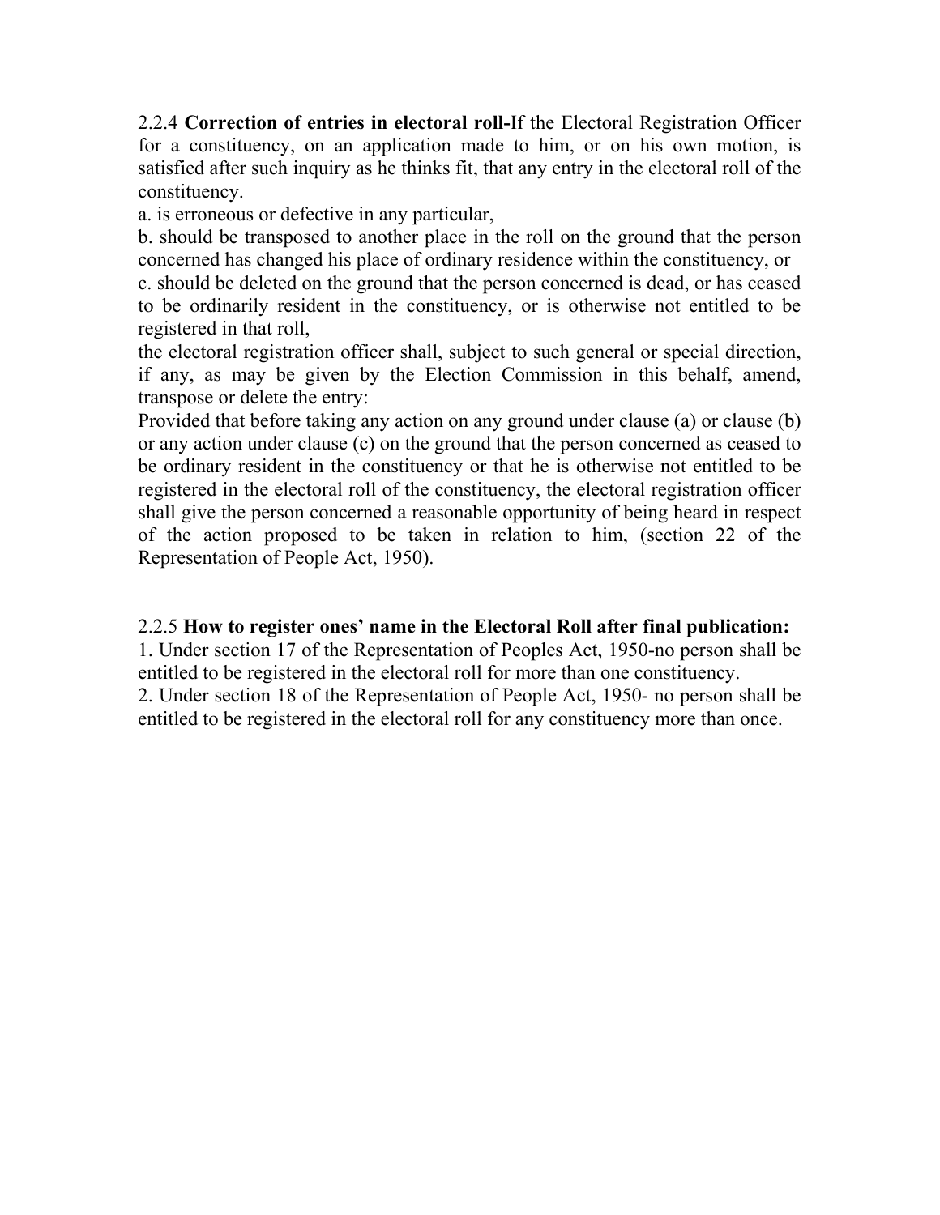2.2.4 **Correction of entries in electoral roll-**If the Electoral Registration Officer for a constituency, on an application made to him, or on his own motion, is satisfied after such inquiry as he thinks fit, that any entry in the electoral roll of the constituency.

a. is erroneous or defective in any particular,

b. should be transposed to another place in the roll on the ground that the person concerned has changed his place of ordinary residence within the constituency, or

c. should be deleted on the ground that the person concerned is dead, or has ceased to be ordinarily resident in the constituency, or is otherwise not entitled to be registered in that roll,

the electoral registration officer shall, subject to such general or special direction, if any, as may be given by the Election Commission in this behalf, amend, transpose or delete the entry:

Provided that before taking any action on any ground under clause (a) or clause (b) or any action under clause (c) on the ground that the person concerned as ceased to be ordinary resident in the constituency or that he is otherwise not entitled to be registered in the electoral roll of the constituency, the electoral registration officer shall give the person concerned a reasonable opportunity of being heard in respect of the action proposed to be taken in relation to him, (section 22 of the Representation of People Act, 1950).

2.2.5 **How to register ones' name in the Electoral Roll after final publication:**

1. Under section 17 of the Representation of Peoples Act, 1950-no person shall be entitled to be registered in the electoral roll for more than one constituency.
2. Under section 18 of the Representation of People Act, 1950- no person shall be entitled to be registered in the electoral roll for any constituency more than once.